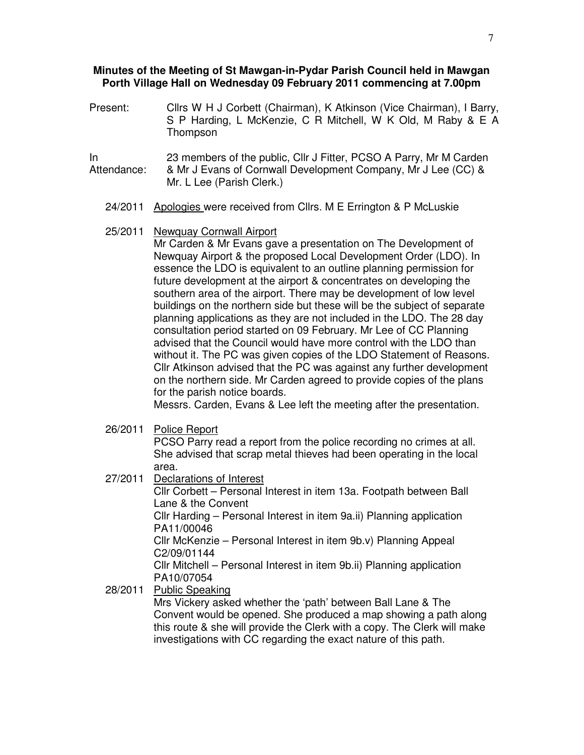**Minutes of the Meeting of St Mawgan-in-Pydar Parish Council held in Mawgan Porth Village Hall on Wednesday 09 February 2011 commencing at 7.00pm**

Present: Cllrs W H J Corbett (Chairman), K Atkinson (Vice Chairman), I Barry, S P Harding, L McKenzie, C R Mitchell, W K Old, M Raby & E A Thompson

In Attendance: 23 members of the public, Cllr J Fitter, PCSO A Parry, Mr M Carden & Mr J Evans of Cornwall Development Company, Mr J Lee (CC) & Mr. L Lee (Parish Clerk.)

24/2011 Apologies were received from Cllrs. M E Errington & P McLuskie

25/2011 Newquay Cornwall Airport
Mr Carden & Mr Evans gave a presentation on The Development of Newquay Airport & the proposed Local Development Order (LDO). In essence the LDO is equivalent to an outline planning permission for future development at the airport & concentrates on developing the southern area of the airport. There may be development of low level buildings on the northern side but these will be the subject of separate planning applications as they are not included in the LDO. The 28 day consultation period started on 09 February. Mr Lee of CC Planning advised that the Council would have more control with the LDO than without it. The PC was given copies of the LDO Statement of Reasons. Cllr Atkinson advised that the PC was against any further development on the northern side. Mr Carden agreed to provide copies of the plans for the parish notice boards.
Messrs. Carden, Evans & Lee left the meeting after the presentation.

26/2011 Police Report
PCSO Parry read a report from the police recording no crimes at all. She advised that scrap metal thieves had been operating in the local area.

27/2011 Declarations of Interest
Cllr Corbett – Personal Interest in item 13a. Footpath between Ball Lane & the Convent
Cllr Harding – Personal Interest in item 9a.ii) Planning application PA11/00046
Cllr McKenzie – Personal Interest in item 9b.v) Planning Appeal C2/09/01144
Cllr Mitchell – Personal Interest in item 9b.ii) Planning application PA10/07054

28/2011 Public Speaking
Mrs Vickery asked whether the 'path' between Ball Lane & The Convent would be opened. She produced a map showing a path along this route & she will provide the Clerk with a copy. The Clerk will make investigations with CC regarding the exact nature of this path.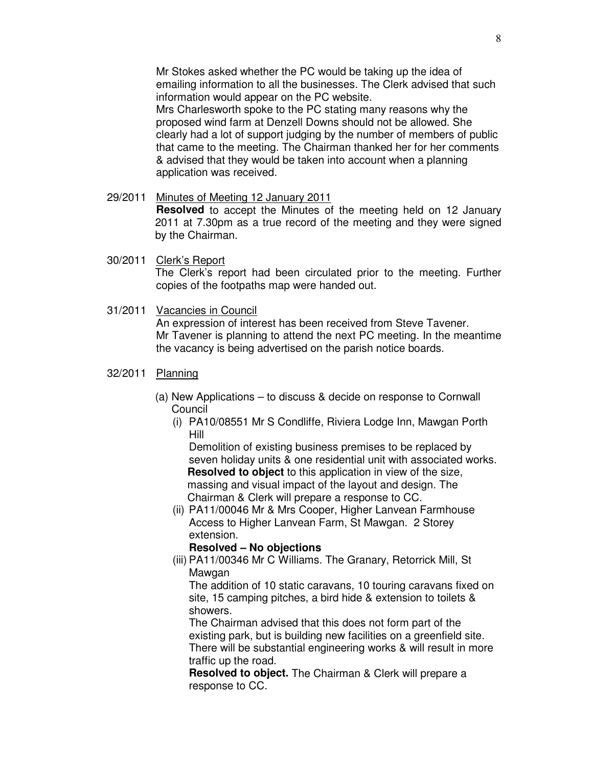Mr Stokes asked whether the PC would be taking up the idea of emailing information to all the businesses. The Clerk advised that such information would appear on the PC website.
Mrs Charlesworth spoke to the PC stating many reasons why the proposed wind farm at Denzell Downs should not be allowed. She clearly had a lot of support judging by the number of members of public that came to the meeting. The Chairman thanked her for her comments & advised that they would be taken into account when a planning application was received.

29/2011 Minutes of Meeting 12 January 2011

**Resolved** to accept the Minutes of the meeting held on 12 January 2011 at 7.30pm as a true record of the meeting and they were signed by the Chairman.

30/2011 Clerk's Report

The Clerk's report had been circulated prior to the meeting. Further copies of the footpaths map were handed out.

31/2011 Vacancies in Council

An expression of interest has been received from Steve Tavener. Mr Tavener is planning to attend the next PC meeting. In the meantime the vacancy is being advertised on the parish notice boards.

32/2011 Planning

(a) New Applications – to discuss & decide on response to Cornwall Council

(i) PA10/08551 Mr S Condliffe, Riviera Lodge Inn, Mawgan Porth Hill

Demolition of existing business premises to be replaced by seven holiday units & one residential unit with associated works.
**Resolved to object** to this application in view of the size, massing and visual impact of the layout and design. The Chairman & Clerk will prepare a response to CC.

(ii) PA11/00046 Mr & Mrs Cooper, Higher Lanvean Farmhouse Access to Higher Lanvean Farm, St Mawgan. 2 Storey extension.

**Resolved – No objections**

(iii) PA11/00346 Mr C Williams. The Granary, Retorrick Mill, St Mawgan

The addition of 10 static caravans, 10 touring caravans fixed on site, 15 camping pitches, a bird hide & extension to toilets & showers.
The Chairman advised that this does not form part of the existing park, but is building new facilities on a greenfield site. There will be substantial engineering works & will result in more traffic up the road.
**Resolved to object.** The Chairman & Clerk will prepare a response to CC.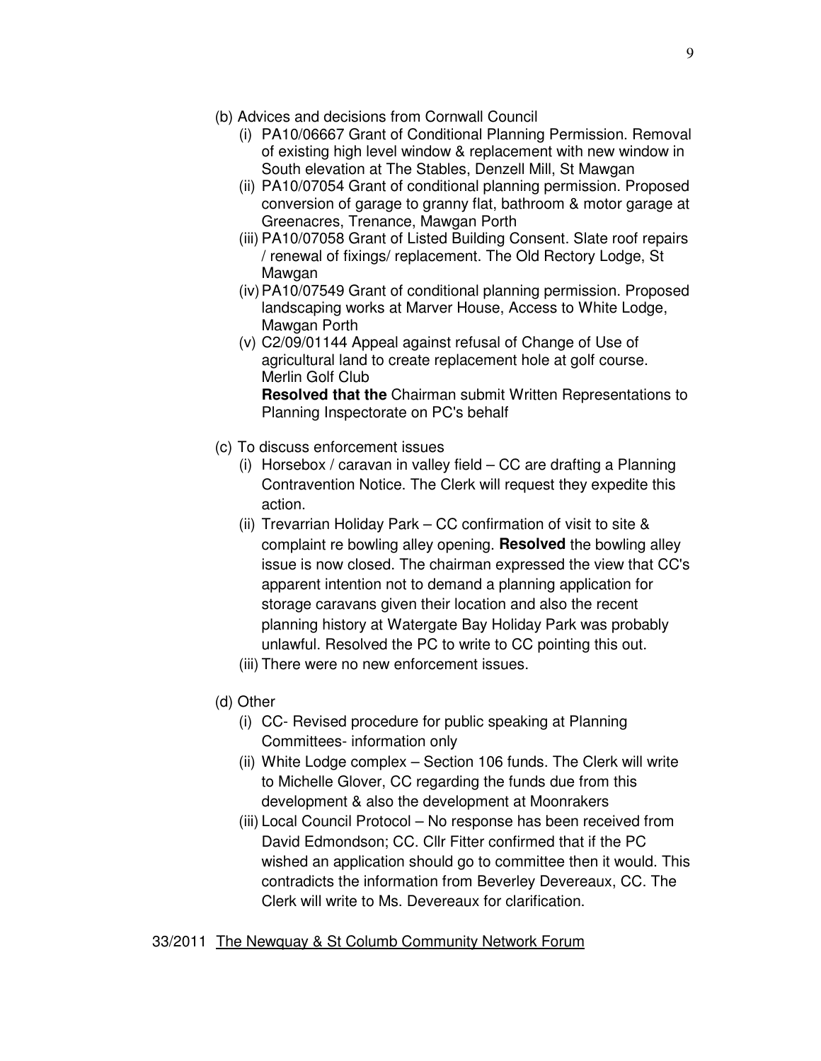(b) Advices and decisions from Cornwall Council

(i) PA10/06667 Grant of Conditional Planning Permission. Removal of existing high level window & replacement with new window in South elevation at The Stables, Denzell Mill, St Mawgan

(ii) PA10/07054 Grant of conditional planning permission. Proposed conversion of garage to granny flat, bathroom & motor garage at Greenacres, Trenance, Mawgan Porth

(iii) PA10/07058 Grant of Listed Building Consent. Slate roof repairs / renewal of fixings/ replacement. The Old Rectory Lodge, St Mawgan

(iv) PA10/07549 Grant of conditional planning permission. Proposed landscaping works at Marver House, Access to White Lodge, Mawgan Porth

(v) C2/09/01144 Appeal against refusal of Change of Use of agricultural land to create replacement hole at golf course. Merlin Golf Club
**Resolved that the** Chairman submit Written Representations to Planning Inspectorate on PC's behalf

(c) To discuss enforcement issues

(i) Horsebox / caravan in valley field – CC are drafting a Planning Contravention Notice. The Clerk will request they expedite this action.

(ii) Trevarrian Holiday Park – CC confirmation of visit to site & complaint re bowling alley opening. **Resolved** the bowling alley issue is now closed. The chairman expressed the view that CC's apparent intention not to demand a planning application for storage caravans given their location and also the recent planning history at Watergate Bay Holiday Park was probably unlawful. Resolved the PC to write to CC pointing this out.

(iii) There were no new enforcement issues.

(d) Other

(i) CC- Revised procedure for public speaking at Planning Committees- information only

(ii) White Lodge complex – Section 106 funds. The Clerk will write to Michelle Glover, CC regarding the funds due from this development & also the development at Moonrakers

(iii) Local Council Protocol – No response has been received from David Edmondson; CC. Cllr Fitter confirmed that if the PC wished an application should go to committee then it would. This contradicts the information from Beverley Devereaux, CC. The Clerk will write to Ms. Devereaux for clarification.

33/2011 The Newquay & St Columb Community Network Forum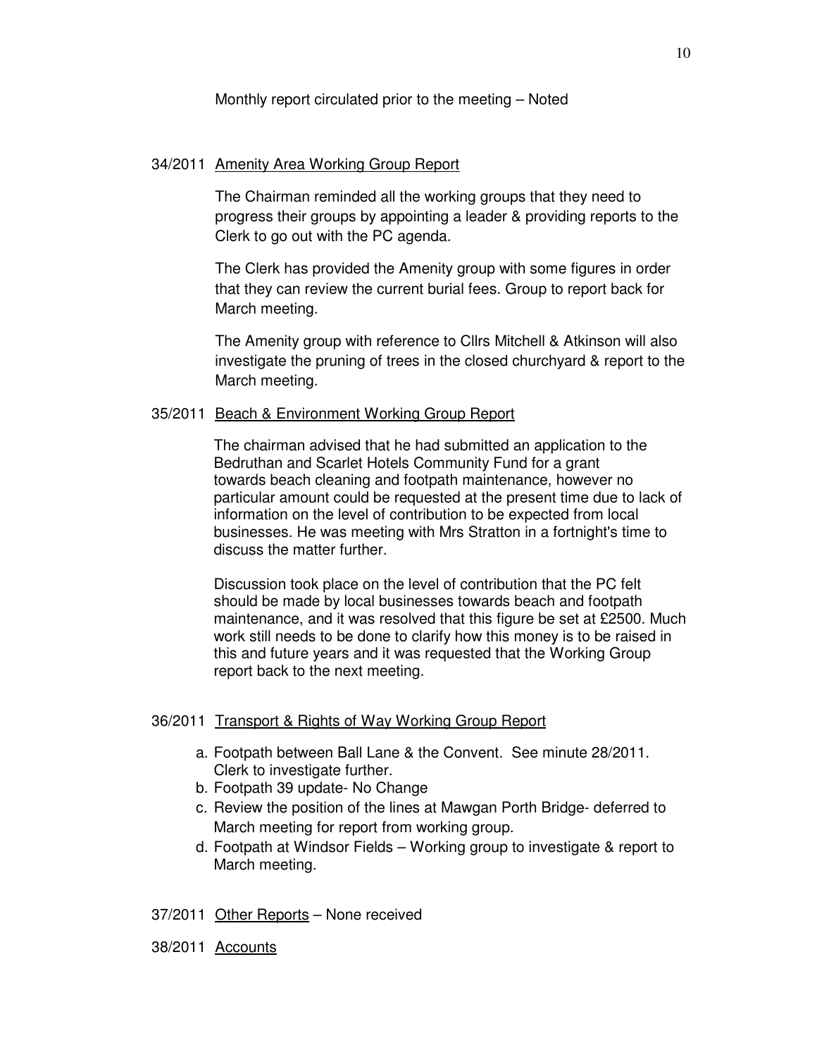Monthly report circulated prior to the meeting – Noted

34/2011 <u>Amenity Area Working Group Report</u>

The Chairman reminded all the working groups that they need to progress their groups by appointing a leader & providing reports to the Clerk to go out with the PC agenda.

The Clerk has provided the Amenity group with some figures in order that they can review the current burial fees. Group to report back for March meeting.

The Amenity group with reference to Cllrs Mitchell & Atkinson will also investigate the pruning of trees in the closed churchyard & report to the March meeting.

35/2011 <u>Beach & Environment Working Group Report</u>

The chairman advised that he had submitted an application to the Bedruthan and Scarlet Hotels Community Fund for a grant towards beach cleaning and footpath maintenance, however no particular amount could be requested at the present time due to lack of information on the level of contribution to be expected from local businesses. He was meeting with Mrs Stratton in a fortnight's time to discuss the matter further.

Discussion took place on the level of contribution that the PC felt should be made by local businesses towards beach and footpath maintenance, and it was resolved that this figure be set at £2500. Much work still needs to be done to clarify how this money is to be raised in this and future years and it was requested that the Working Group report back to the next meeting.

36/2011 <u>Transport & Rights of Way Working Group Report</u>

a. Footpath between Ball Lane & the Convent. See minute 28/2011. Clerk to investigate further.
b. Footpath 39 update- No Change
c. Review the position of the lines at Mawgan Porth Bridge- deferred to March meeting for report from working group.
d. Footpath at Windsor Fields – Working group to investigate & report to March meeting.

37/2011 <u>Other Reports</u> – None received

38/2011 <u>Accounts</u>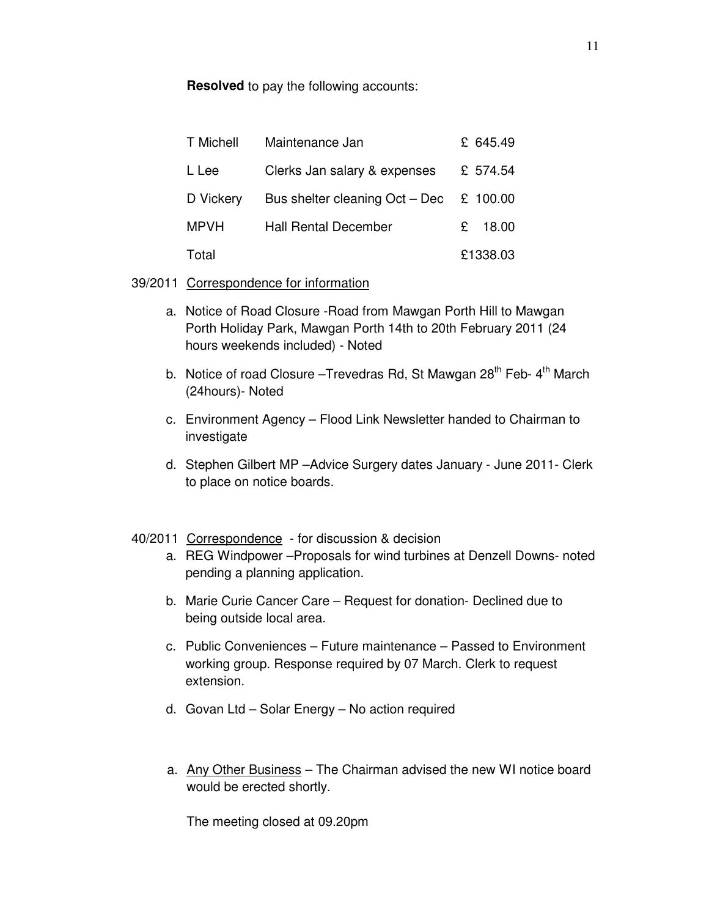**Resolved** to pay the following accounts:

| | | |
|---|---|---|
| T Michell | Maintenance Jan | £ 645.49 |
| L Lee | Clerks Jan salary & expenses | £ 574.54 |
| D Vickery | Bus shelter cleaning Oct – Dec | £ 100.00 |
| MPVH | Hall Rental December | £ 18.00 |
| Total | | £1338.03 |

39/2011 Correspondence for information

a. Notice of Road Closure -Road from Mawgan Porth Hill to Mawgan Porth Holiday Park, Mawgan Porth 14th to 20th February 2011 (24 hours weekends included) - Noted

b. Notice of road Closure –Trevedras Rd, St Mawgan 28th Feb- 4th March (24hours)- Noted

c. Environment Agency – Flood Link Newsletter handed to Chairman to investigate

d. Stephen Gilbert MP –Advice Surgery dates January - June 2011- Clerk to place on notice boards.

40/2011 Correspondence - for discussion & decision

a. REG Windpower –Proposals for wind turbines at Denzell Downs- noted pending a planning application.

b. Marie Curie Cancer Care – Request for donation- Declined due to being outside local area.

c. Public Conveniences – Future maintenance – Passed to Environment working group. Response required by 07 March. Clerk to request extension.

d. Govan Ltd – Solar Energy – No action required

a. Any Other Business – The Chairman advised the new WI notice board would be erected shortly.

The meeting closed at 09.20pm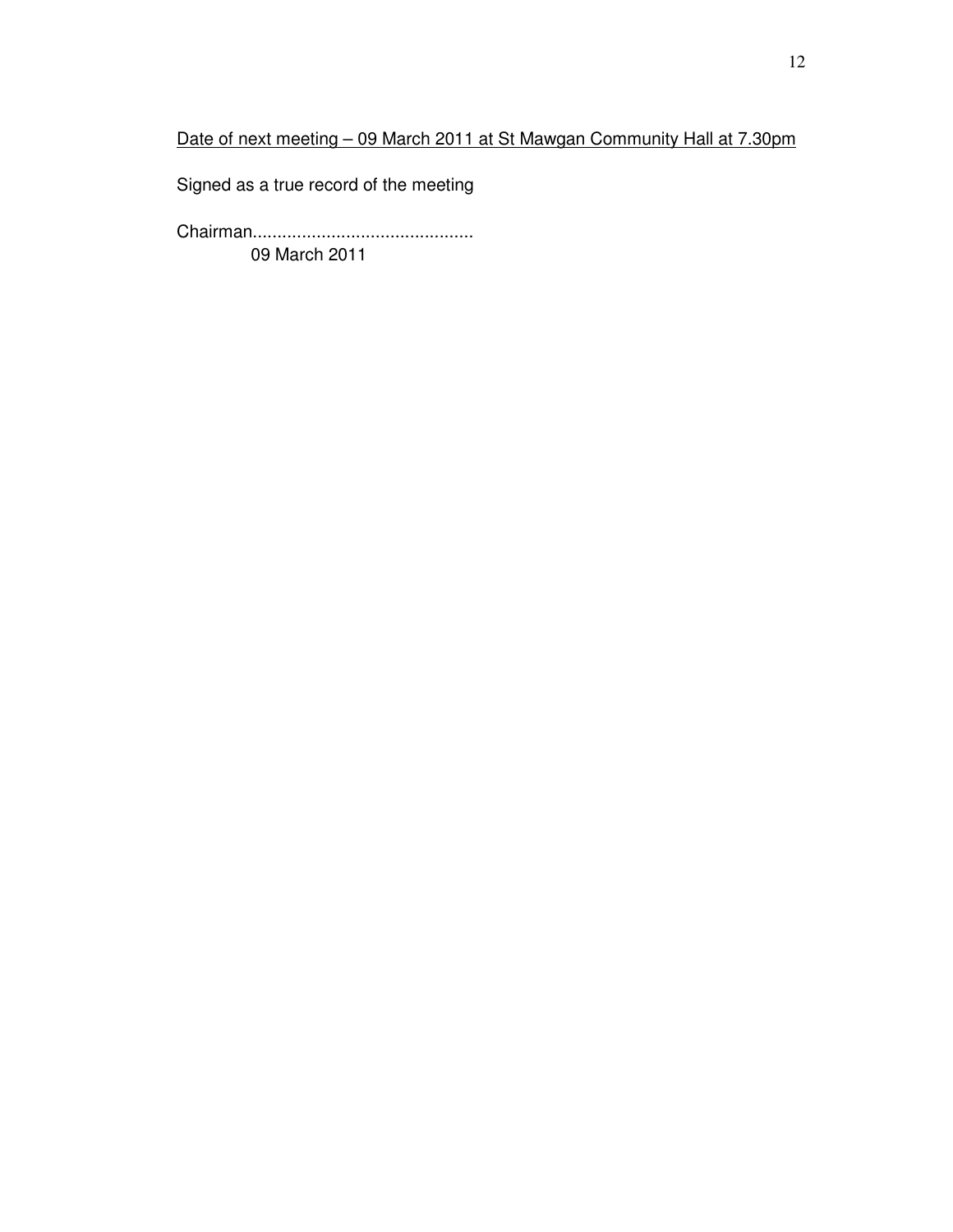<u>Date of next meeting – 09 March 2011 at St Mawgan Community Hall at 7.30pm</u>

Signed as a true record of the meeting

Chairman.............................................
09 March 2011